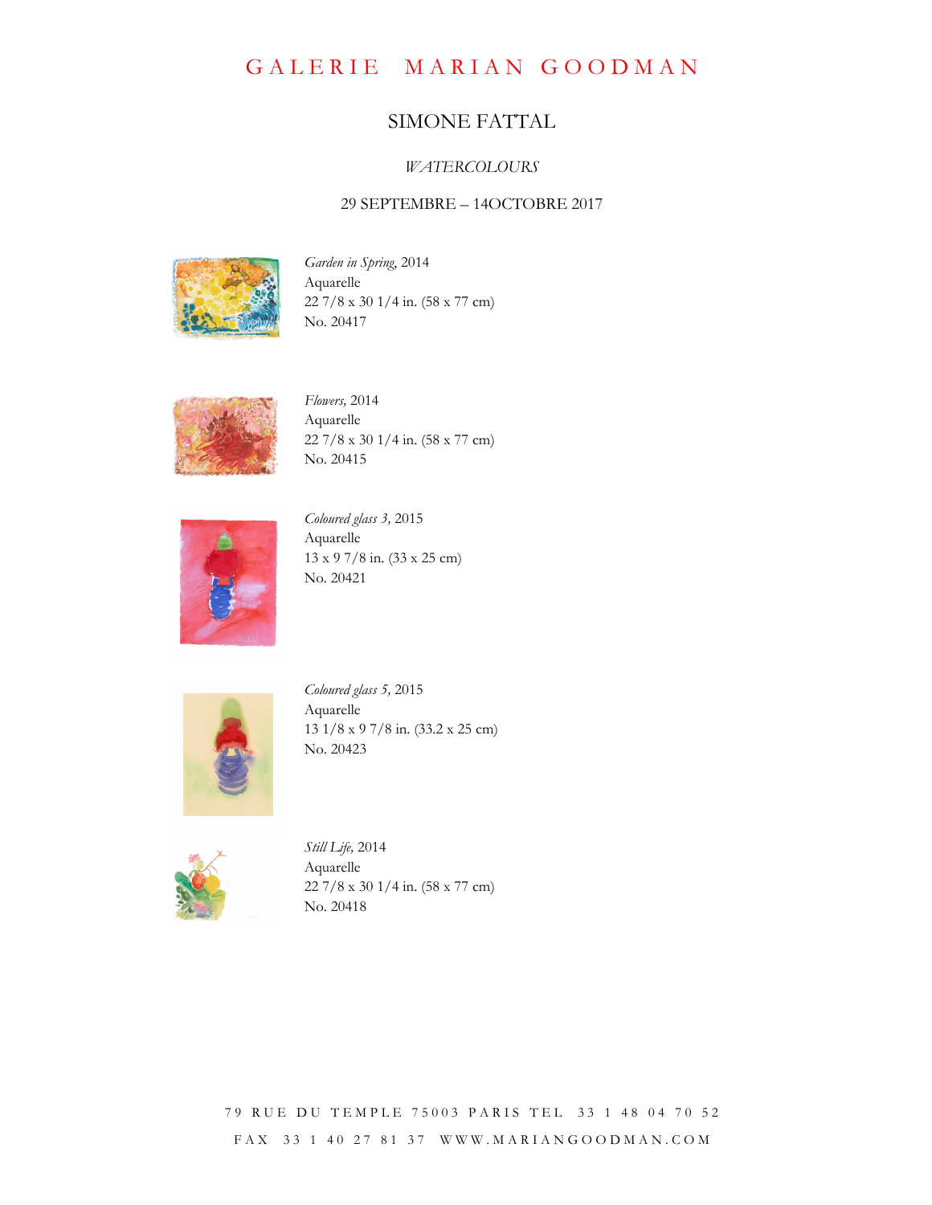# GALERIE MARIAN GOODMAN

## SIMONE FATTAL

*WATERCOLOURS*

29 SEPTEMBRE – 14OCTOBRE 2017

*Garden in Spring*, 2014
Aquarelle
22 7/8 x 30 1/4 in. (58 x 77 cm)
No. 20417

*Flowers,* 2014
Aquarelle
22 7/8 x 30 1/4 in. (58 x 77 cm)
No. 20415

*Coloured glass 3,* 2015
Aquarelle
13 x 9 7/8 in. (33 x 25 cm)
No. 20421

*Coloured glass 5,* 2015
Aquarelle
13 1/8 x 9 7/8 in. (33.2 x 25 cm)
No. 20423

*Still Life,* 2014
Aquarelle
22 7/8 x 30 1/4 in. (58 x 77 cm)
No. 20418

79 RUE DU TEMPLE 75003 PARIS TEL 33 1 48 04 70 52
FAX 33 1 40 27 81 37 WWW.MARIANGOODMAN.COM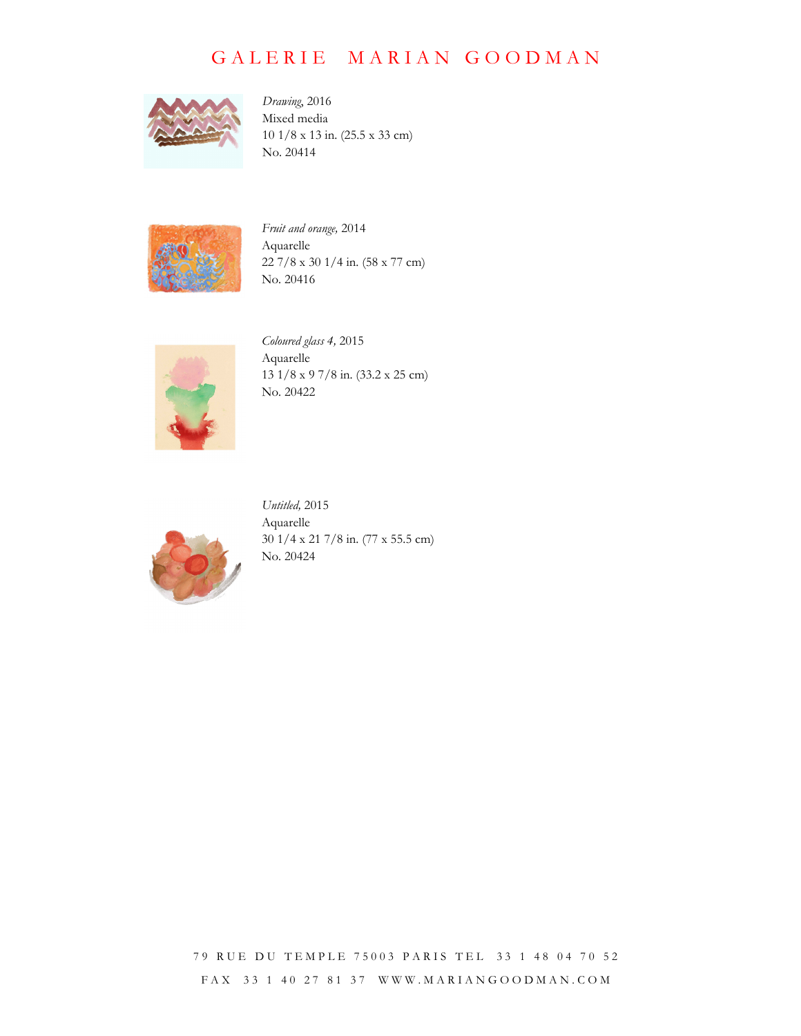*Drawing*, 2016
Mixed media
10 1/8 x 13 in. (25.5 x 33 cm)
No. 20414

*Fruit and orange*, 2014
Aquarelle
22 7/8 x 30 1/4 in. (58 x 77 cm)
No. 20416

*Coloured glass 4*, 2015
Aquarelle
13 1/8 x 9 7/8 in. (33.2 x 25 cm)
No. 20422

*Untitled*, 2015
Aquarelle
30 1/4 x 21 7/8 in. (77 x 55.5 cm)
No. 20424